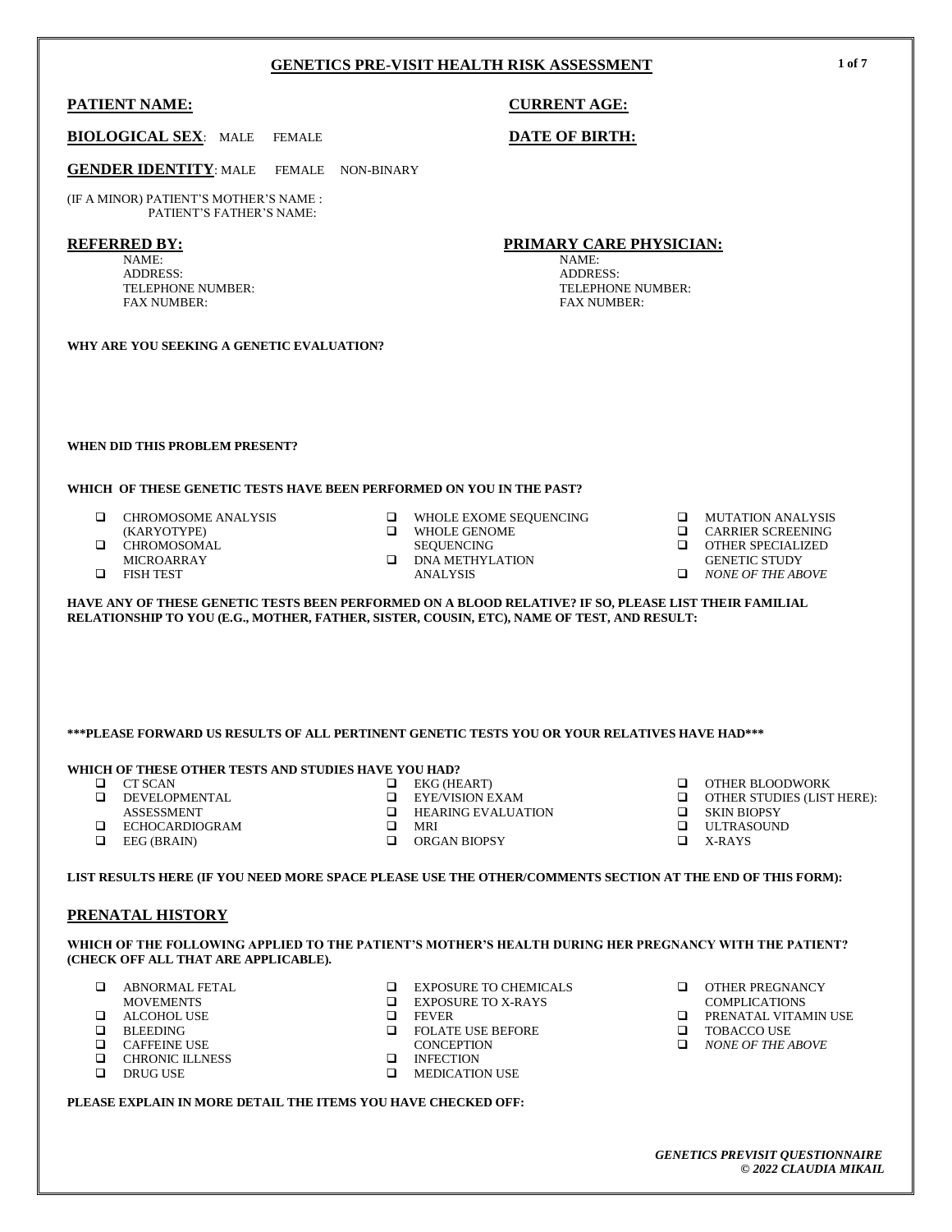# GENETICS PRE-VISIT HEALTH RISK ASSESSMENT

**PATIENT NAME:**

**CURRENT AGE:**

**BIOLOGICAL SEX**: MALE FEMALE

**DATE OF BIRTH:**

**GENDER IDENTITY**: MALE FEMALE NON-BINARY

(IF A MINOR) PATIENT'S MOTHER'S NAME :
PATIENT'S FATHER'S NAME:

**REFERRED BY:**
NAME:
ADDRESS:
TELEPHONE NUMBER:
FAX NUMBER:

**PRIMARY CARE PHYSICIAN:**
NAME:
ADDRESS:
TELEPHONE NUMBER:
FAX NUMBER:

**WHY ARE YOU SEEKING A GENETIC EVALUATION?**

**WHEN DID THIS PROBLEM PRESENT?**

**WHICH OF THESE GENETIC TESTS HAVE BEEN PERFORMED ON YOU IN THE PAST?**

- ❑ CHROMOSOME ANALYSIS (KARYOTYPE)
- ❑ CHROMOSOMAL MICROARRAY
- ❑ FISH TEST
- ❑ WHOLE EXOME SEQUENCING
- ❑ WHOLE GENOME SEQUENCING
- ❑ DNA METHYLATION ANALYSIS
- ❑ MUTATION ANALYSIS
- ❑ CARRIER SCREENING
- ❑ OTHER SPECIALIZED GENETIC STUDY
- ❑ *NONE OF THE ABOVE*

**HAVE ANY OF THESE GENETIC TESTS BEEN PERFORMED ON A BLOOD RELATIVE? IF SO, PLEASE LIST THEIR FAMILIAL RELATIONSHIP TO YOU (E.G., MOTHER, FATHER, SISTER, COUSIN, ETC), NAME OF TEST, AND RESULT:**

**\*\*\*PLEASE FORWARD US RESULTS OF ALL PERTINENT GENETIC TESTS YOU OR YOUR RELATIVES HAVE HAD\*\*\***

**WHICH OF THESE OTHER TESTS AND STUDIES HAVE YOU HAD?**

- ❑ CT SCAN
- ❑ DEVELOPMENTAL ASSESSMENT
- ❑ ECHOCARDIOGRAM
- ❑ EEG (BRAIN)
- ❑ EKG (HEART)
- ❑ EYE/VISION EXAM
- ❑ HEARING EVALUATION
- ❑ MRI
- ❑ ORGAN BIOPSY
- ❑ OTHER BLOODWORK
- ❑ OTHER STUDIES (LIST HERE):
- ❑ SKIN BIOPSY
- ❑ ULTRASOUND
- ❑ X-RAYS

**LIST RESULTS HERE (IF YOU NEED MORE SPACE PLEASE USE THE OTHER/COMMENTS SECTION AT THE END OF THIS FORM):**

## PRENATAL HISTORY

**WHICH OF THE FOLLOWING APPLIED TO THE PATIENT'S MOTHER'S HEALTH DURING HER PREGNANCY WITH THE PATIENT? (CHECK OFF ALL THAT ARE APPLICABLE).**

- ❑ ABNORMAL FETAL MOVEMENTS
- ❑ ALCOHOL USE
- ❑ BLEEDING
- ❑ CAFFEINE USE
- ❑ CHRONIC ILLNESS
- ❑ DRUG USE
- ❑ EXPOSURE TO CHEMICALS
- ❑ EXPOSURE TO X-RAYS
- ❑ FEVER
- ❑ FOLATE USE BEFORE CONCEPTION
- ❑ INFECTION
- ❑ MEDICATION USE
- ❑ OTHER PREGNANCY COMPLICATIONS
- ❑ PRENATAL VITAMIN USE
- ❑ TOBACCO USE
- ❑ *NONE OF THE ABOVE*

**PLEASE EXPLAIN IN MORE DETAIL THE ITEMS YOU HAVE CHECKED OFF:**

*GENETICS PREVISIT QUESTIONNAIRE*
*© 2022 CLAUDIA MIKAIL*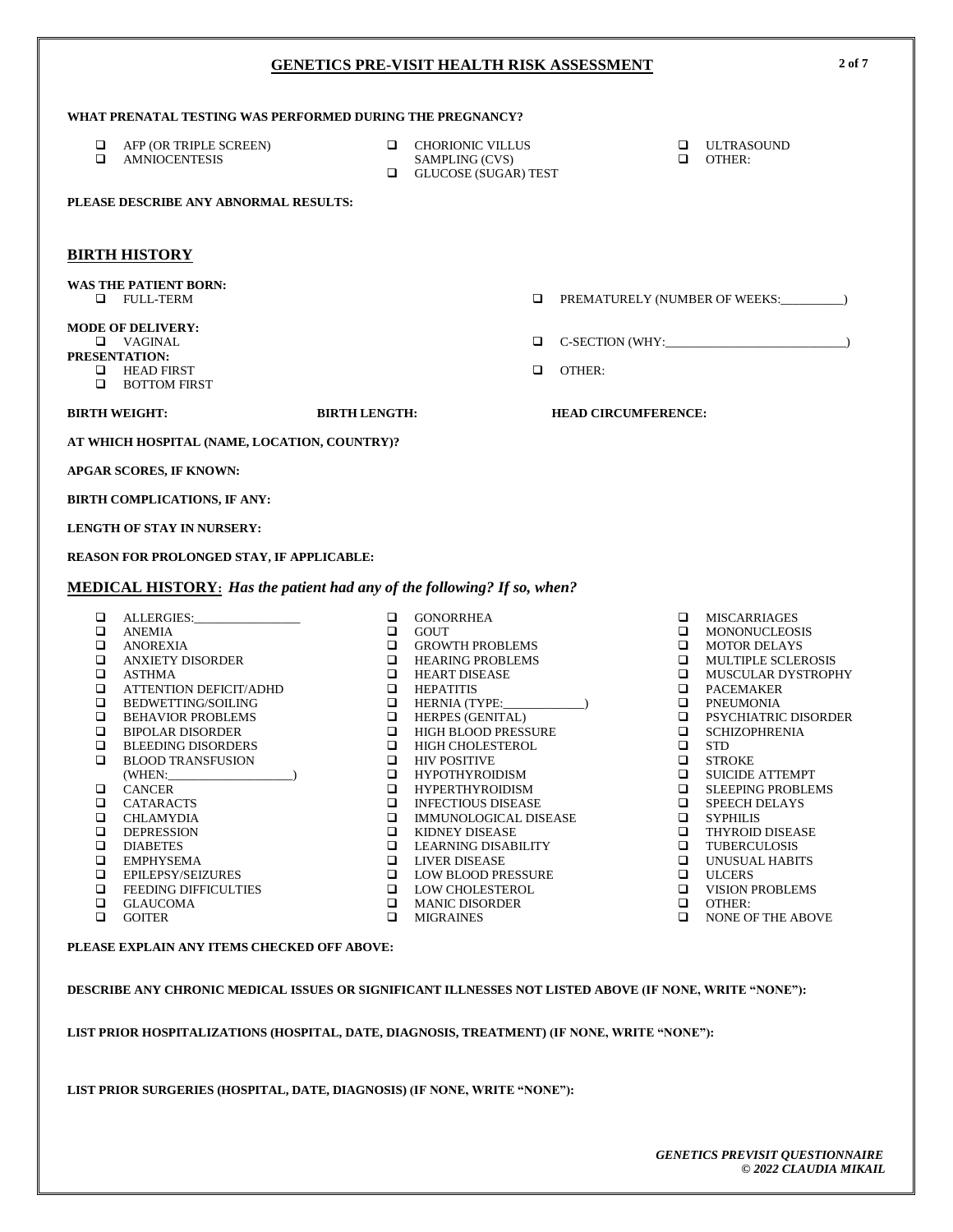## GENETICS PRE-VISIT HEALTH RISK ASSESSMENT

**WHAT PRENATAL TESTING WAS PERFORMED DURING THE PREGNANCY?**

- ☐ AFP (OR TRIPLE SCREEN)
- ☐ AMNIOCENTESIS
- ☐ CHORIONIC VILLUS SAMPLING (CVS)
- ☐ GLUCOSE (SUGAR) TEST
- ☐ ULTRASOUND
- ☐ OTHER:

**PLEASE DESCRIBE ANY ABNORMAL RESULTS:**

## BIRTH HISTORY

**WAS THE PATIENT BORN:**

- ☐ FULL-TERM
- ☐ PREMATURELY (NUMBER OF WEEKS:__________)

**MODE OF DELIVERY:**

- ☐ VAGINAL
- ☐ C-SECTION (WHY:____________________________)

**PRESENTATION:**

- ☐ HEAD FIRST
- ☐ BOTTOM FIRST
- ☐ OTHER:

**BIRTH WEIGHT:** **BIRTH LENGTH:** **HEAD CIRCUMFERENCE:**

**AT WHICH HOSPITAL (NAME, LOCATION, COUNTRY)?**

**APGAR SCORES, IF KNOWN:**

**BIRTH COMPLICATIONS, IF ANY:**

**LENGTH OF STAY IN NURSERY:**

**REASON FOR PROLONGED STAY, IF APPLICABLE:**

## MEDICAL HISTORY: *Has the patient had any of the following? If so, when?*

- ☐ ALLERGIES:_________________
- ☐ ANEMIA
- ☐ ANOREXIA
- ☐ ANXIETY DISORDER
- ☐ ASTHMA
- ☐ ATTENTION DEFICIT/ADHD
- ☐ BEDWETTING/SOILING
- ☐ BEHAVIOR PROBLEMS
- ☐ BIPOLAR DISORDER
- ☐ BLEEDING DISORDERS
- ☐ BLOOD TRANSFUSION (WHEN:____________________)
- ☐ CANCER
- ☐ CATARACTS
- ☐ CHLAMYDIA
- ☐ DEPRESSION
- ☐ DIABETES
- ☐ EMPHYSEMA
- ☐ EPILEPSY/SEIZURES
- ☐ FEEDING DIFFICULTIES
- ☐ GLAUCOMA
- ☐ GOITER
- ☐ GONORRHEA
- ☐ GOUT
- ☐ GROWTH PROBLEMS
- ☐ HEARING PROBLEMS
- ☐ HEART DISEASE
- ☐ HEPATITIS
- ☐ HERNIA (TYPE:_____________)
- ☐ HERPES (GENITAL)
- ☐ HIGH BLOOD PRESSURE
- ☐ HIGH CHOLESTEROL
- ☐ HIV POSITIVE
- ☐ HYPOTHYROIDISM
- ☐ HYPERTHYROIDISM
- ☐ INFECTIOUS DISEASE
- ☐ IMMUNOLOGICAL DISEASE
- ☐ KIDNEY DISEASE
- ☐ LEARNING DISABILITY
- ☐ LIVER DISEASE
- ☐ LOW BLOOD PRESSURE
- ☐ LOW CHOLESTEROL
- ☐ MANIC DISORDER
- ☐ MIGRAINES
- ☐ MISCARRIAGES
- ☐ MONONUCLEOSIS
- ☐ MOTOR DELAYS
- ☐ MULTIPLE SCLEROSIS
- ☐ MUSCULAR DYSTROPHY
- ☐ PACEMAKER
- ☐ PNEUMONIA
- ☐ PSYCHIATRIC DISORDER
- ☐ SCHIZOPHRENIA
- ☐ STD
- ☐ STROKE
- ☐ SUICIDE ATTEMPT
- ☐ SLEEPING PROBLEMS
- ☐ SPEECH DELAYS
- ☐ SYPHILIS
- ☐ THYROID DISEASE
- ☐ TUBERCULOSIS
- ☐ UNUSUAL HABITS
- ☐ ULCERS
- ☐ VISION PROBLEMS
- ☐ OTHER:
- ☐ NONE OF THE ABOVE

**PLEASE EXPLAIN ANY ITEMS CHECKED OFF ABOVE:**

**DESCRIBE ANY CHRONIC MEDICAL ISSUES OR SIGNIFICANT ILLNESSES NOT LISTED ABOVE (IF NONE, WRITE "NONE"):**

**LIST PRIOR HOSPITALIZATIONS (HOSPITAL, DATE, DIAGNOSIS, TREATMENT) (IF NONE, WRITE "NONE"):**

**LIST PRIOR SURGERIES (HOSPITAL, DATE, DIAGNOSIS) (IF NONE, WRITE "NONE"):**

***GENETICS PREVISIT QUESTIONNAIRE***
***© 2022 CLAUDIA MIKAIL***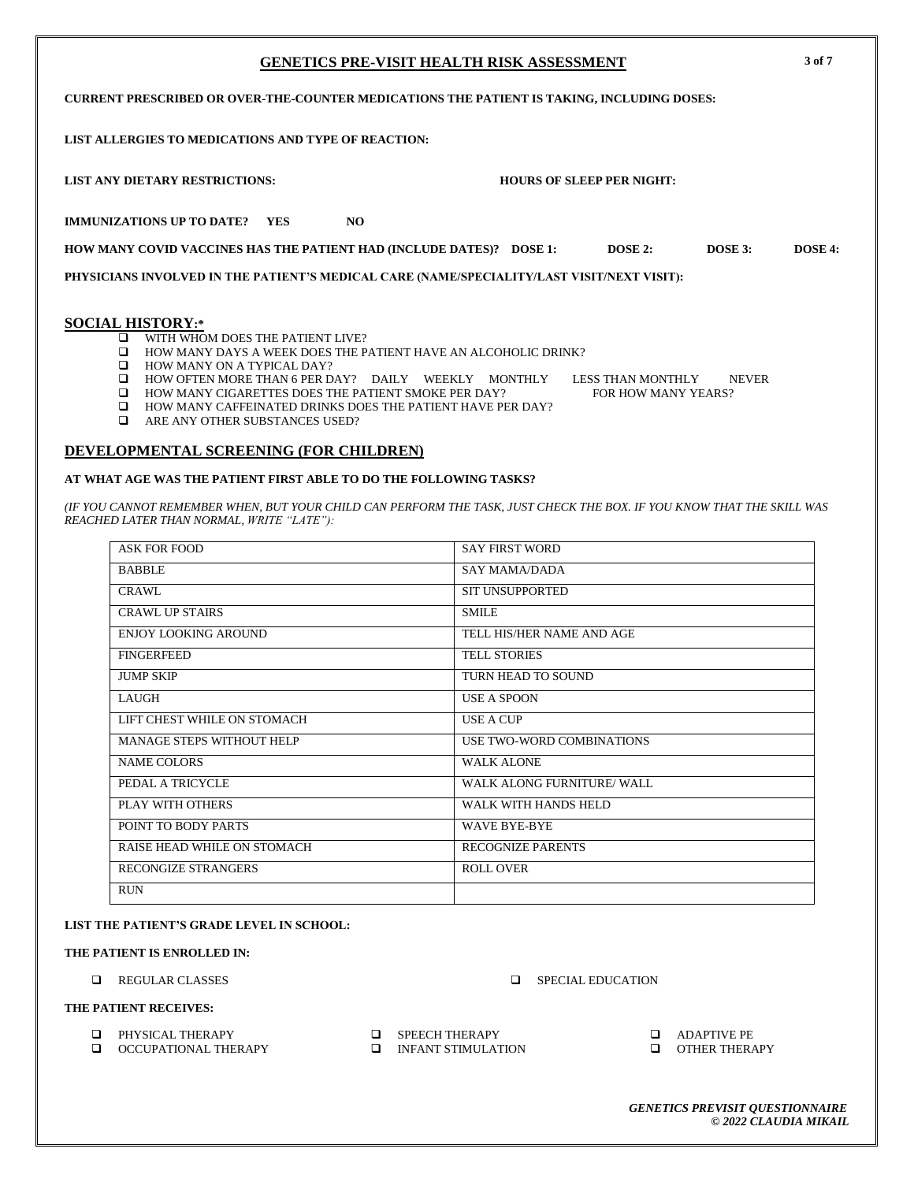## GENETICS PRE-VISIT HEALTH RISK ASSESSMENT

**CURRENT PRESCRIBED OR OVER-THE-COUNTER MEDICATIONS THE PATIENT IS TAKING, INCLUDING DOSES:**

**LIST ALLERGIES TO MEDICATIONS AND TYPE OF REACTION:**

**LIST ANY DIETARY RESTRICTIONS:** **HOURS OF SLEEP PER NIGHT:**

**IMMUNIZATIONS UP TO DATE? YES NO**

**HOW MANY COVID VACCINES HAS THE PATIENT HAD (INCLUDE DATES)? DOSE 1: DOSE 2: DOSE 3: DOSE 4:**

**PHYSICIANS INVOLVED IN THE PATIENT'S MEDICAL CARE (NAME/SPECIALITY/LAST VISIT/NEXT VISIT):**

## SOCIAL HISTORY:*

- ☐ WITH WHOM DOES THE PATIENT LIVE?
- ☐ HOW MANY DAYS A WEEK DOES THE PATIENT HAVE AN ALCOHOLIC DRINK?
- ☐ HOW MANY ON A TYPICAL DAY?
- ☐ HOW OFTEN MORE THAN 6 PER DAY? DAILY WEEKLY MONTHLY LESS THAN MONTHLY NEVER
- ☐ HOW MANY CIGARETTES DOES THE PATIENT SMOKE PER DAY? FOR HOW MANY YEARS?
- ☐ HOW MANY CAFFEINATED DRINKS DOES THE PATIENT HAVE PER DAY?
- ☐ ARE ANY OTHER SUBSTANCES USED?

## DEVELOPMENTAL SCREENING (FOR CHILDREN)

**AT WHAT AGE WAS THE PATIENT FIRST ABLE TO DO THE FOLLOWING TASKS?**

*(IF YOU CANNOT REMEMBER WHEN, BUT YOUR CHILD CAN PERFORM THE TASK, JUST CHECK THE BOX. IF YOU KNOW THAT THE SKILL WAS REACHED LATER THAN NORMAL, WRITE "LATE"):*

| | |
|---|---|
| ASK FOR FOOD | SAY FIRST WORD |
| BABBLE | SAY MAMA/DADA |
| CRAWL | SIT UNSUPPORTED |
| CRAWL UP STAIRS | SMILE |
| ENJOY LOOKING AROUND | TELL HIS/HER NAME AND AGE |
| FINGERFEED | TELL STORIES |
| JUMP SKIP | TURN HEAD TO SOUND |
| LAUGH | USE A SPOON |
| LIFT CHEST WHILE ON STOMACH | USE A CUP |
| MANAGE STEPS WITHOUT HELP | USE TWO-WORD COMBINATIONS |
| NAME COLORS | WALK ALONE |
| PEDAL A TRICYCLE | WALK ALONG FURNITURE/ WALL |
| PLAY WITH OTHERS | WALK WITH HANDS HELD |
| POINT TO BODY PARTS | WAVE BYE-BYE |
| RAISE HEAD WHILE ON STOMACH | RECOGNIZE PARENTS |
| RECONGIZE STRANGERS | ROLL OVER |
| RUN | |

**LIST THE PATIENT'S GRADE LEVEL IN SCHOOL:**

**THE PATIENT IS ENROLLED IN:**

- ☐ REGULAR CLASSES
- ☐ SPECIAL EDUCATION

**THE PATIENT RECEIVES:**

- ☐ PHYSICAL THERAPY
- ☐ OCCUPATIONAL THERAPY
- ☐ SPEECH THERAPY
- ☐ INFANT STIMULATION
- ☐ ADAPTIVE PE
- ☐ OTHER THERAPY

*GENETICS PREVISIT QUESTIONNAIRE*
*© 2022 CLAUDIA MIKAIL*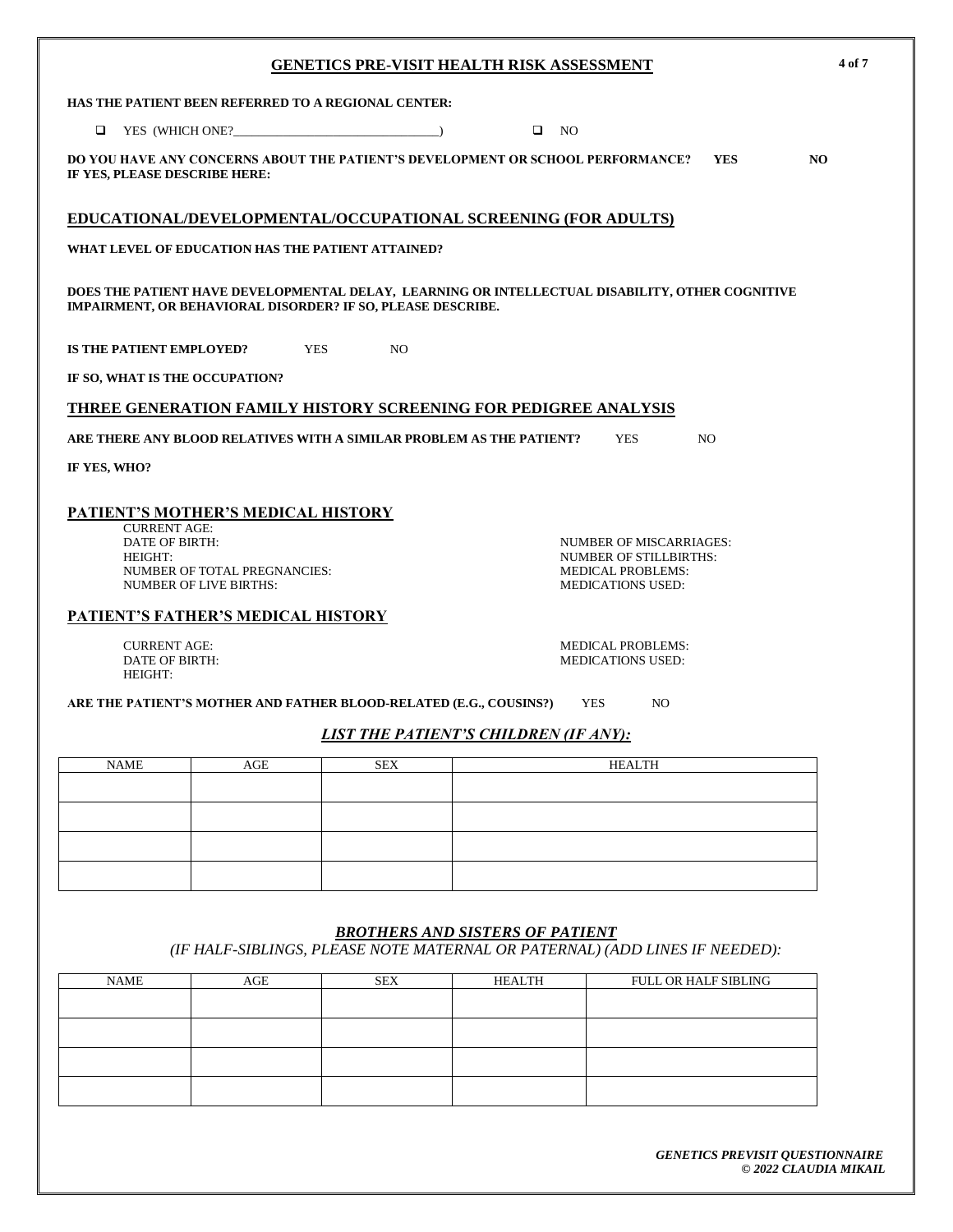# GENETICS PRE-VISIT HEALTH RISK ASSESSMENT

**HAS THE PATIENT BEEN REFERRED TO A REGIONAL CENTER:**

☐ YES (WHICH ONE?_________________________________) ☐ NO

**DO YOU HAVE ANY CONCERNS ABOUT THE PATIENT'S DEVELOPMENT OR SCHOOL PERFORMANCE? YES NO**
**IF YES, PLEASE DESCRIBE HERE:**

## EDUCATIONAL/DEVELOPMENTAL/OCCUPATIONAL SCREENING (FOR ADULTS)

**WHAT LEVEL OF EDUCATION HAS THE PATIENT ATTAINED?**

**DOES THE PATIENT HAVE DEVELOPMENTAL DELAY, LEARNING OR INTELLECTUAL DISABILITY, OTHER COGNITIVE IMPAIRMENT, OR BEHAVIORAL DISORDER? IF SO, PLEASE DESCRIBE.**

**IS THE PATIENT EMPLOYED?** YES NO

**IF SO, WHAT IS THE OCCUPATION?**

## THREE GENERATION FAMILY HISTORY SCREENING FOR PEDIGREE ANALYSIS

**ARE THERE ANY BLOOD RELATIVES WITH A SIMILAR PROBLEM AS THE PATIENT?** YES NO

**IF YES, WHO?**

## PATIENT'S MOTHER'S MEDICAL HISTORY

CURRENT AGE:
DATE OF BIRTH:
HEIGHT:
NUMBER OF TOTAL PREGNANCIES:
NUMBER OF LIVE BIRTHS:
NUMBER OF MISCARRIAGES:
NUMBER OF STILLBIRTHS:
MEDICAL PROBLEMS:
MEDICATIONS USED:

## PATIENT'S FATHER'S MEDICAL HISTORY

CURRENT AGE:
DATE OF BIRTH:
HEIGHT:
MEDICAL PROBLEMS:
MEDICATIONS USED:

**ARE THE PATIENT'S MOTHER AND FATHER BLOOD-RELATED (E.G., COUSINS?)** YES NO

### *LIST THE PATIENT'S CHILDREN (IF ANY):*

| NAME | AGE | SEX | HEALTH |
|---|---|---|---|
| | | | |
| | | | |
| | | | |
| | | | |

### *BROTHERS AND SISTERS OF PATIENT*

*(IF HALF-SIBLINGS, PLEASE NOTE MATERNAL OR PATERNAL) (ADD LINES IF NEEDED):*

| NAME | AGE | SEX | HEALTH | FULL OR HALF SIBLING |
|---|---|---|---|---|
| | | | | |
| | | | | |
| | | | | |
| | | | | |

*GENETICS PREVISIT QUESTIONNAIRE*
*© 2022 CLAUDIA MIKAIL*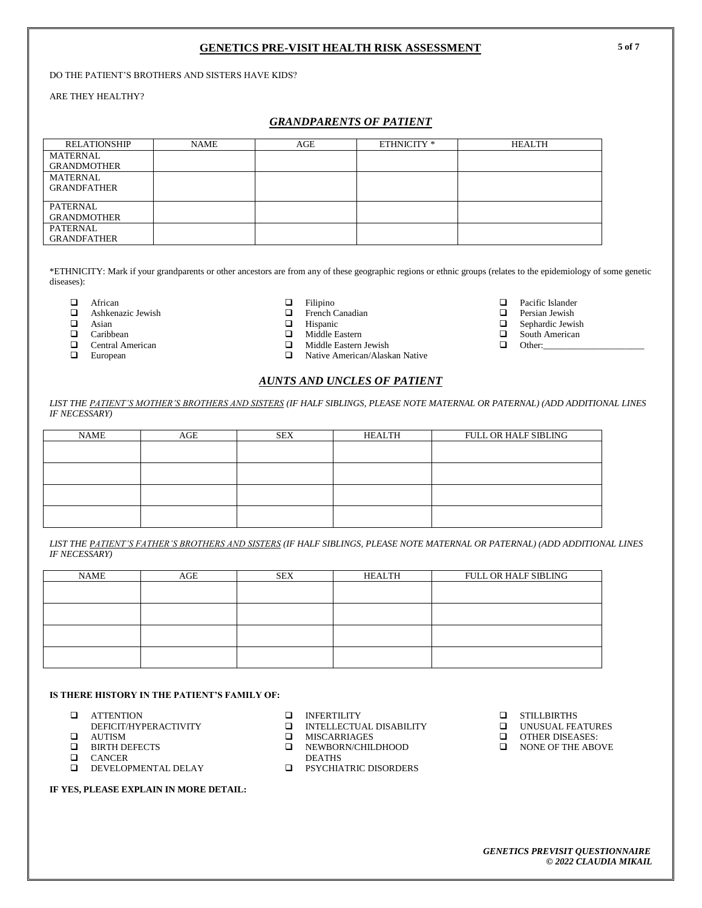## GENETICS PRE-VISIT HEALTH RISK ASSESSMENT

DO THE PATIENT'S BROTHERS AND SISTERS HAVE KIDS?

ARE THEY HEALTHY?

### *GRANDPARENTS OF PATIENT*

| RELATIONSHIP | NAME | AGE | ETHNICITY * | HEALTH |
|---|---|---|---|---|
| MATERNAL GRANDMOTHER | | | | |
| MATERNAL GRANDFATHER | | | | |
| PATERNAL GRANDMOTHER | | | | |
| PATERNAL GRANDFATHER | | | | |

*ETHNICITY: Mark if your grandparents or other ancestors are from any of these geographic regions or ethnic groups (relates to the epidemiology of some genetic diseases):

- ☐ African
- ☐ Ashkenazic Jewish
- ☐ Asian
- ☐ Caribbean
- ☐ Central American
- ☐ European
- ☐ Filipino
- ☐ French Canadian
- ☐ Hispanic
- ☐ Middle Eastern
- ☐ Middle Eastern Jewish
- ☐ Native American/Alaskan Native
- ☐ Pacific Islander
- ☐ Persian Jewish
- ☐ Sephardic Jewish
- ☐ South American
- ☐ Other:_____________________

### *AUNTS AND UNCLES OF PATIENT*

*LIST THE <u>PATIENT'S MOTHER'S BROTHERS AND SISTERS</u> (IF HALF SIBLINGS, PLEASE NOTE MATERNAL OR PATERNAL) (ADD ADDITIONAL LINES IF NECESSARY)*

| NAME | AGE | SEX | HEALTH | FULL OR HALF SIBLING |
|---|---|---|---|---|
| | | | | |
| | | | | |
| | | | | |
| | | | | |

*LIST THE <u>PATIENT'S FATHER'S BROTHERS AND SISTERS</u> (IF HALF SIBLINGS, PLEASE NOTE MATERNAL OR PATERNAL) (ADD ADDITIONAL LINES IF NECESSARY)*

| NAME | AGE | SEX | HEALTH | FULL OR HALF SIBLING |
|---|---|---|---|---|
| | | | | |
| | | | | |
| | | | | |
| | | | | |

**IS THERE HISTORY IN THE PATIENT'S FAMILY OF:**

- ☐ ATTENTION DEFICIT/HYPERACTIVITY
- ☐ AUTISM
- ☐ BIRTH DEFECTS
- ☐ CANCER
- ☐ DEVELOPMENTAL DELAY
- ☐ INFERTILITY
- ☐ INTELLECTUAL DISABILITY
- ☐ MISCARRIAGES
- ☐ NEWBORN/CHILDHOOD DEATHS
- ☐ PSYCHIATRIC DISORDERS
- ☐ STILLBIRTHS
- ☐ UNUSUAL FEATURES
- ☐ OTHER DISEASES:
- ☐ NONE OF THE ABOVE

**IF YES, PLEASE EXPLAIN IN MORE DETAIL:**

***GENETICS PREVISIT QUESTIONNAIRE***
***© 2022 CLAUDIA MIKAIL***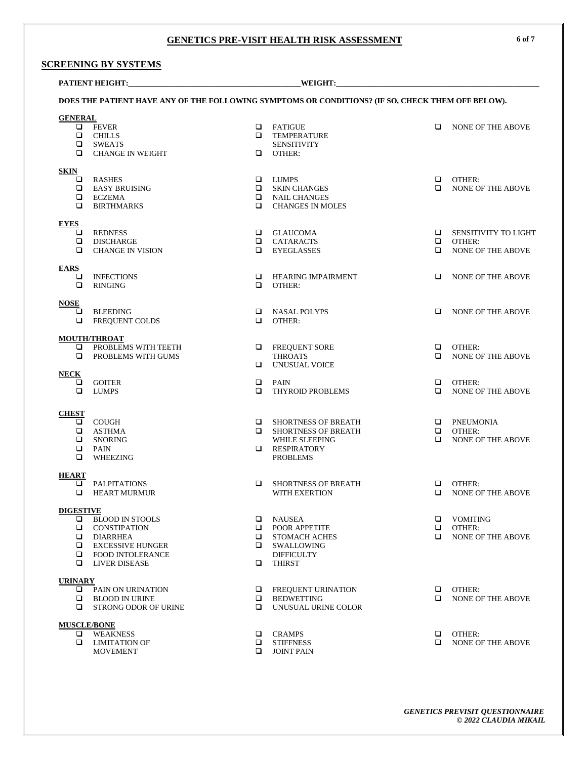## GENETICS PRE-VISIT HEALTH RISK ASSESSMENT

### SCREENING BY SYSTEMS

**PATIENT HEIGHT:**\_\_\_\_\_\_\_\_\_\_\_\_\_\_\_\_\_\_\_\_\_\_\_\_\_\_\_\_\_\_\_\_\_\_\_\_ **WEIGHT:**\_\_\_\_\_\_\_\_\_\_\_\_\_\_\_\_\_\_\_\_\_\_\_\_\_\_\_\_\_\_\_\_\_\_\_\_

**DOES THE PATIENT HAVE ANY OF THE FOLLOWING SYMPTOMS OR CONDITIONS? (IF SO, CHECK THEM OFF BELOW).**

**GENERAL**

- ❑ FEVER
- ❑ CHILLS
- ❑ SWEATS
- ❑ CHANGE IN WEIGHT
- ❑ FATIGUE
- ❑ TEMPERATURE SENSITIVITY
- ❑ OTHER:
- ❑ NONE OF THE ABOVE

**SKIN**

- ❑ RASHES
- ❑ EASY BRUISING
- ❑ ECZEMA
- ❑ BIRTHMARKS
- ❑ LUMPS
- ❑ SKIN CHANGES
- ❑ NAIL CHANGES
- ❑ CHANGES IN MOLES
- ❑ OTHER:
- ❑ NONE OF THE ABOVE

**EYES**

- ❑ REDNESS
- ❑ DISCHARGE
- ❑ CHANGE IN VISION
- ❑ GLAUCOMA
- ❑ CATARACTS
- ❑ EYEGLASSES
- ❑ SENSITIVITY TO LIGHT
- ❑ OTHER:
- ❑ NONE OF THE ABOVE

**EARS**

- ❑ INFECTIONS
- ❑ RINGING
- ❑ HEARING IMPAIRMENT
- ❑ OTHER:
- ❑ NONE OF THE ABOVE

**NOSE**

- ❑ BLEEDING
- ❑ FREQUENT COLDS
- ❑ NASAL POLYPS
- ❑ OTHER:
- ❑ NONE OF THE ABOVE

**MOUTH/THROAT**

- ❑ PROBLEMS WITH TEETH
- ❑ PROBLEMS WITH GUMS
- ❑ FREQUENT SORE THROATS
- ❑ UNUSUAL VOICE
- ❑ OTHER:
- ❑ NONE OF THE ABOVE

**NECK**

- ❑ GOITER
- ❑ LUMPS
- ❑ PAIN
- ❑ THYROID PROBLEMS
- ❑ OTHER:
- ❑ NONE OF THE ABOVE

**CHEST**

- ❑ COUGH
- ❑ ASTHMA
- ❑ SNORING
- ❑ PAIN
- ❑ WHEEZING
- ❑ SHORTNESS OF BREATH
- ❑ SHORTNESS OF BREATH WHILE SLEEPING
- ❑ RESPIRATORY PROBLEMS
- ❑ PNEUMONIA
- ❑ OTHER:
- ❑ NONE OF THE ABOVE

**HEART**

- ❑ PALPITATIONS
- ❑ HEART MURMUR
- ❑ SHORTNESS OF BREATH WITH EXERTION
- ❑ OTHER:
- ❑ NONE OF THE ABOVE

**DIGESTIVE**

- ❑ BLOOD IN STOOLS
- ❑ CONSTIPATION
- ❑ DIARRHEA
- ❑ EXCESSIVE HUNGER
- ❑ FOOD INTOLERANCE
- ❑ LIVER DISEASE
- ❑ NAUSEA
- ❑ POOR APPETITE
- ❑ STOMACH ACHES
- ❑ SWALLOWING DIFFICULTY
- ❑ THIRST
- ❑ VOMITING
- ❑ OTHER:
- ❑ NONE OF THE ABOVE

**URINARY**

- ❑ PAIN ON URINATION
- ❑ BLOOD IN URINE
- ❑ STRONG ODOR OF URINE
- ❑ FREQUENT URINATION
- ❑ BEDWETTING
- ❑ UNUSUAL URINE COLOR
- ❑ OTHER:
- ❑ NONE OF THE ABOVE

**MUSCLE/BONE**

- ❑ WEAKNESS
- ❑ LIMITATION OF MOVEMENT
- ❑ CRAMPS
- ❑ STIFFNESS
- ❑ JOINT PAIN
- ❑ OTHER:
- ❑ NONE OF THE ABOVE

*GENETICS PREVISIT QUESTIONNAIRE*
*© 2022 CLAUDIA MIKAIL*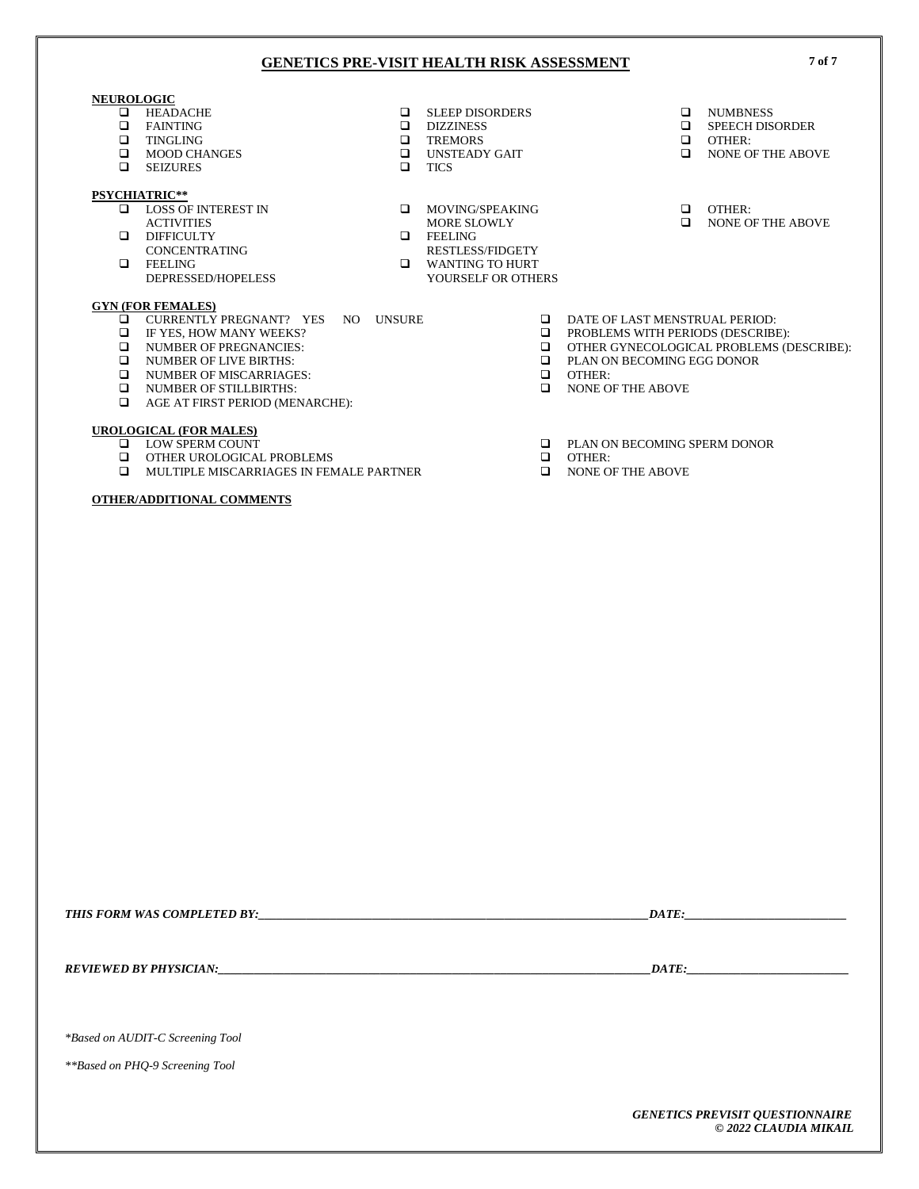## GENETICS PRE-VISIT HEALTH RISK ASSESSMENT

**NEUROLOGIC**

- ❑ HEADACHE
- ❑ FAINTING
- ❑ TINGLING
- ❑ MOOD CHANGES
- ❑ SEIZURES
- ❑ SLEEP DISORDERS
- ❑ DIZZINESS
- ❑ TREMORS
- ❑ UNSTEADY GAIT
- ❑ TICS
- ❑ NUMBNESS
- ❑ SPEECH DISORDER
- ❑ OTHER:
- ❑ NONE OF THE ABOVE

**PSYCHIATRIC****

- ❑ LOSS OF INTEREST IN ACTIVITIES
- ❑ DIFFICULTY CONCENTRATING
- ❑ FEELING DEPRESSED/HOPELESS
- ❑ MOVING/SPEAKING MORE SLOWLY
- ❑ FEELING RESTLESS/FIDGETY
- ❑ WANTING TO HURT YOURSELF OR OTHERS
- ❑ OTHER:
- ❑ NONE OF THE ABOVE

**GYN (FOR FEMALES)**

- ❑ CURRENTLY PREGNANT? YES NO UNSURE
- ❑ IF YES, HOW MANY WEEKS?
- ❑ NUMBER OF PREGNANCIES:
- ❑ NUMBER OF LIVE BIRTHS:
- ❑ NUMBER OF MISCARRIAGES:
- ❑ NUMBER OF STILLBIRTHS:
- ❑ AGE AT FIRST PERIOD (MENARCHE):
- ❑ DATE OF LAST MENSTRUAL PERIOD:
- ❑ PROBLEMS WITH PERIODS (DESCRIBE):
- ❑ OTHER GYNECOLOGICAL PROBLEMS (DESCRIBE):
- ❑ PLAN ON BECOMING EGG DONOR
- ❑ OTHER:
- ❑ NONE OF THE ABOVE

**UROLOGICAL (FOR MALES)**

- ❑ LOW SPERM COUNT
- ❑ OTHER UROLOGICAL PROBLEMS
- ❑ MULTIPLE MISCARRIAGES IN FEMALE PARTNER
- ❑ PLAN ON BECOMING SPERM DONOR
- ❑ OTHER:
- ❑ NONE OF THE ABOVE

**OTHER/ADDITIONAL COMMENTS**

***THIS FORM WAS COMPLETED BY:*** ______________________________ ***DATE:*** ______________

***REVIEWED BY PHYSICIAN:*** ______________________________ ***DATE:*** ______________

*\*Based on AUDIT-C Screening Tool*

*\*\*Based on PHQ-9 Screening Tool*

***GENETICS PREVISIT QUESTIONNAIRE***
***© 2022 CLAUDIA MIKAIL***